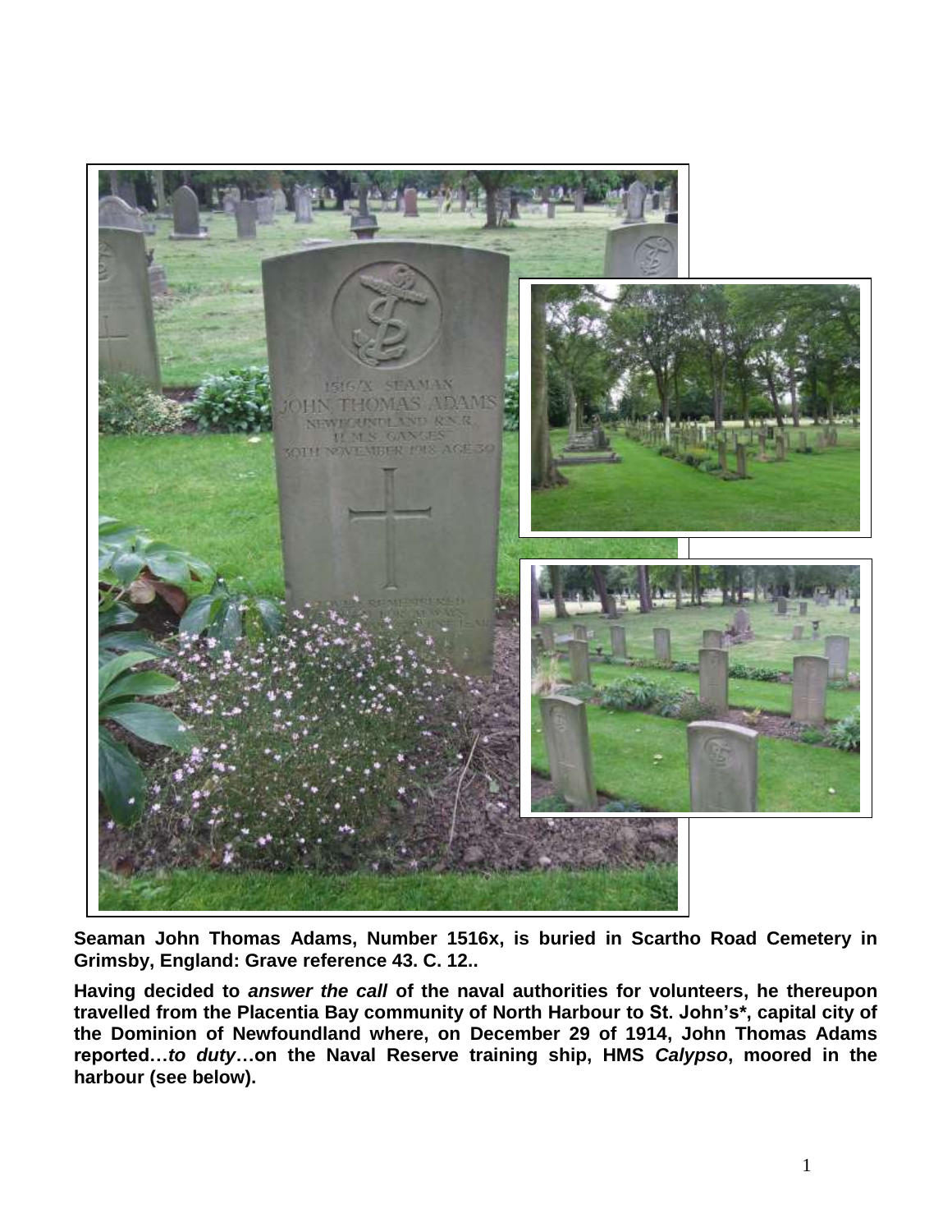**Seaman John Thomas Adams, Number 1516x, is buried in Scartho Road Cemetery in Grimsby, England: Grave reference 43. C. 12..**

**Having decided to *answer the call* of the naval authorities for volunteers, he thereupon travelled from the Placentia Bay community of North Harbour to St. John's\*, capital city of the Dominion of Newfoundland where, on December 29 of 1914, John Thomas Adams reported…*to duty*…on the Naval Reserve training ship, HMS *Calypso*, moored in the harbour (see below).**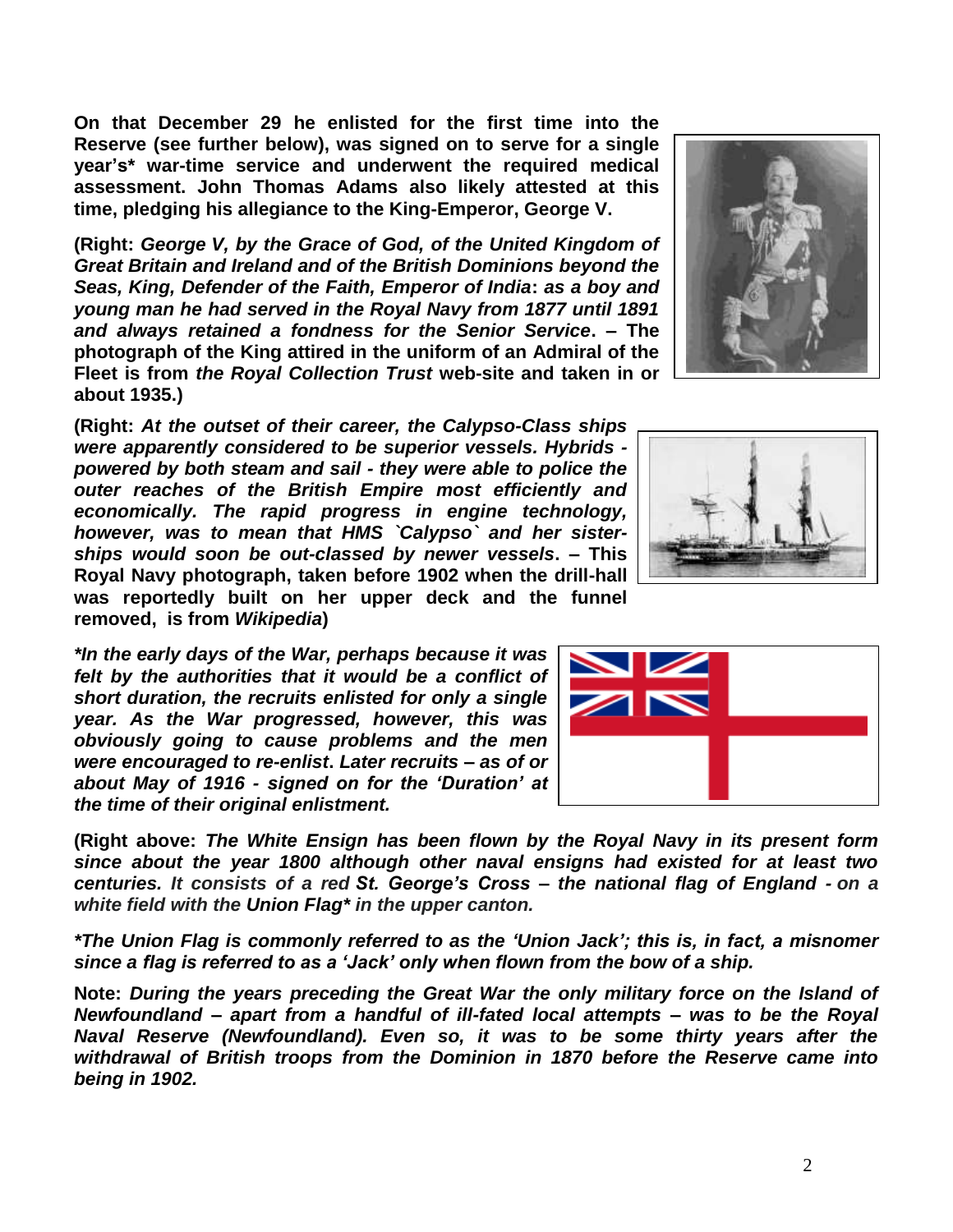**On that December 29 he enlisted for the first time into the Reserve (see further below), was signed on to serve for a single year's* war-time service and underwent the required medical assessment. John Thomas Adams also likely attested at this time, pledging his allegiance to the King-Emperor, George V.**

**(Right:** ***George V, by the Grace of God, of the United Kingdom of Great Britain and Ireland and of the British Dominions beyond the Seas, King, Defender of the Faith, Emperor of India*****:** ***as a boy and young man he had served in the Royal Navy from 1877 until 1891 and always retained a fondness for the Senior Service*****. – The photograph of the King attired in the uniform of an Admiral of the Fleet is from** ***the Royal Collection Trust*** **web-site and taken in or about 1935.)**

**(Right:** ***At the outset of their career, the Calypso-Class ships were apparently considered to be superior vessels. Hybrids - powered by both steam and sail - they were able to police the outer reaches of the British Empire most efficiently and economically. The rapid progress in engine technology, however, was to mean that HMS `Calypso` and her sister-ships would soon be out-classed by newer vessels*****. – This Royal Navy photograph, taken before 1902 when the drill-hall was reportedly built on her upper deck and the funnel removed, is from** ***Wikipedia*****)**

***\*In the early days of the War, perhaps because it was felt by the authorities that it would be a conflict of short duration, the recruits enlisted for only a single year. As the War progressed, however, this was obviously going to cause problems and the men were encouraged to re-enlist. Later recruits – as of or about May of 1916 - signed on for the 'Duration' at the time of their original enlistment.***

**(Right above:** ***The White Ensign has been flown by the Royal Navy in its present form since about the year 1800 although other naval ensigns had existed for at least two centuries. It consists of a red St. George's Cross – the national flag of England - on a white field with the Union Flag\* in the upper canton.***

***\*The Union Flag is commonly referred to as the 'Union Jack'; this is, in fact, a misnomer since a flag is referred to as a 'Jack' only when flown from the bow of a ship.***

**Note:** ***During the years preceding the Great War the only military force on the Island of Newfoundland – apart from a handful of ill-fated local attempts – was to be the Royal Naval Reserve (Newfoundland). Even so, it was to be some thirty years after the withdrawal of British troops from the Dominion in 1870 before the Reserve came into being in 1902.***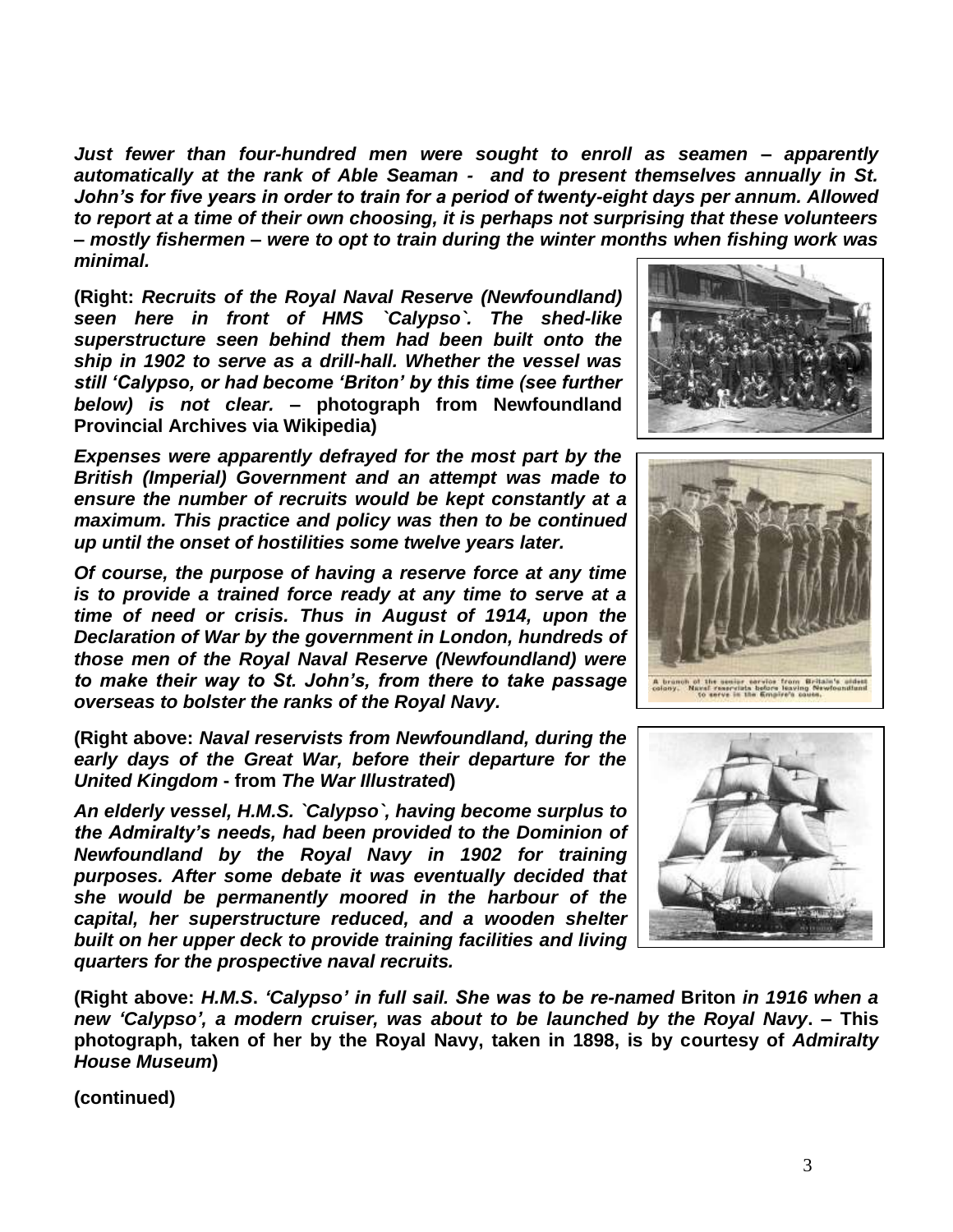*Just fewer than four-hundred men were sought to enroll as seamen – apparently automatically at the rank of Able Seaman - and to present themselves annually in St. John's for five years in order to train for a period of twenty-eight days per annum. Allowed to report at a time of their own choosing, it is perhaps not surprising that these volunteers – mostly fishermen – were to opt to train during the winter months when fishing work was minimal.*

**(Right:** ***Recruits of the Royal Naval Reserve (Newfoundland) seen here in front of HMS `Calypso`. The shed-like superstructure seen behind them had been built onto the ship in 1902 to serve as a drill-hall. Whether the vessel was still 'Calypso, or had become 'Briton' by this time (see further below) is not clear.*** **– photograph from Newfoundland Provincial Archives via Wikipedia)**

*Expenses were apparently defrayed for the most part by the British (Imperial) Government and an attempt was made to ensure the number of recruits would be kept constantly at a maximum. This practice and policy was then to be continued up until the onset of hostilities some twelve years later.*

*Of course, the purpose of having a reserve force at any time is to provide a trained force ready at any time to serve at a time of need or crisis. Thus in August of 1914, upon the Declaration of War by the government in London, hundreds of those men of the Royal Naval Reserve (Newfoundland) were to make their way to St. John's, from there to take passage overseas to bolster the ranks of the Royal Navy.*

A branch of the senior service from Britain's oldest colony. Naval reservists before leaving Newfoundland to serve in the Empire's cause.

**(Right above:** ***Naval reservists from Newfoundland, during the early days of the Great War, before their departure for the United Kingdom*** **- from** ***The War Illustrated*****)**

*An elderly vessel, H.M.S. `Calypso`, having become surplus to the Admiralty's needs, had been provided to the Dominion of Newfoundland by the Royal Navy in 1902 for training purposes. After some debate it was eventually decided that she would be permanently moored in the harbour of the capital, her superstructure reduced, and a wooden shelter built on her upper deck to provide training facilities and living quarters for the prospective naval recruits.*

**(Right above:** ***H.M.S. 'Calypso' in full sail. She was to be re-named*** **Briton** ***in 1916 when a new 'Calypso', a modern cruiser, was about to be launched by the Royal Navy*****. – This photograph, taken of her by the Royal Navy, taken in 1898, is by courtesy of** ***Admiralty House Museum*****)**

**(continued)**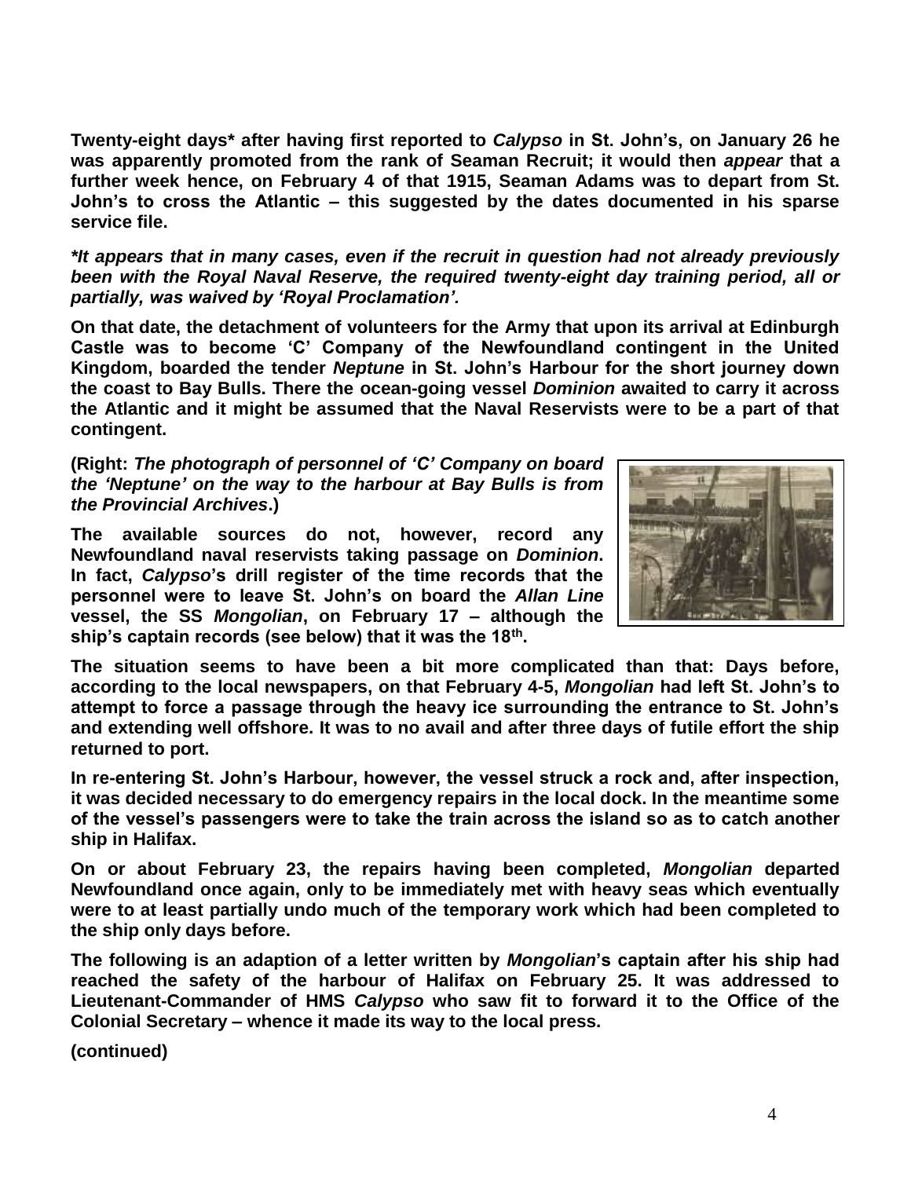**Twenty-eight days* after having first reported to *Calypso* in St. John's, on January 26 he was apparently promoted from the rank of Seaman Recruit; it would then *appear* that a further week hence, on February 4 of that 1915, Seaman Adams was to depart from St. John's to cross the Atlantic – this suggested by the dates documented in his sparse service file.**

***It appears that in many cases, even if the recruit in question had not already previously been with the Royal Naval Reserve, the required twenty-eight day training period, all or partially, was waived by 'Royal Proclamation'.***

**On that date, the detachment of volunteers for the Army that upon its arrival at Edinburgh Castle was to become 'C' Company of the Newfoundland contingent in the United Kingdom, boarded the tender *Neptune* in St. John's Harbour for the short journey down the coast to Bay Bulls. There the ocean-going vessel *Dominion* awaited to carry it across the Atlantic and it might be assumed that the Naval Reservists were to be a part of that contingent.**

**(Right: *The photograph of personnel of 'C' Company on board the 'Neptune' on the way to the harbour at Bay Bulls is from the Provincial Archives*.)**

**The available sources do not, however, record any Newfoundland naval reservists taking passage on *Dominion*. In fact, *Calypso*'s drill register of the time records that the personnel were to leave St. John's on board the *Allan Line* vessel, the SS *Mongolian*, on February 17 – although the ship's captain records (see below) that it was the 18th.**

**The situation seems to have been a bit more complicated than that: Days before, according to the local newspapers, on that February 4-5, *Mongolian* had left St. John's to attempt to force a passage through the heavy ice surrounding the entrance to St. John's and extending well offshore. It was to no avail and after three days of futile effort the ship returned to port.**

**In re-entering St. John's Harbour, however, the vessel struck a rock and, after inspection, it was decided necessary to do emergency repairs in the local dock. In the meantime some of the vessel's passengers were to take the train across the island so as to catch another ship in Halifax.**

**On or about February 23, the repairs having been completed, *Mongolian* departed Newfoundland once again, only to be immediately met with heavy seas which eventually were to at least partially undo much of the temporary work which had been completed to the ship only days before.**

**The following is an adaption of a letter written by *Mongolian*'s captain after his ship had reached the safety of the harbour of Halifax on February 25. It was addressed to Lieutenant-Commander of HMS *Calypso* who saw fit to forward it to the Office of the Colonial Secretary – whence it made its way to the local press.**

**(continued)**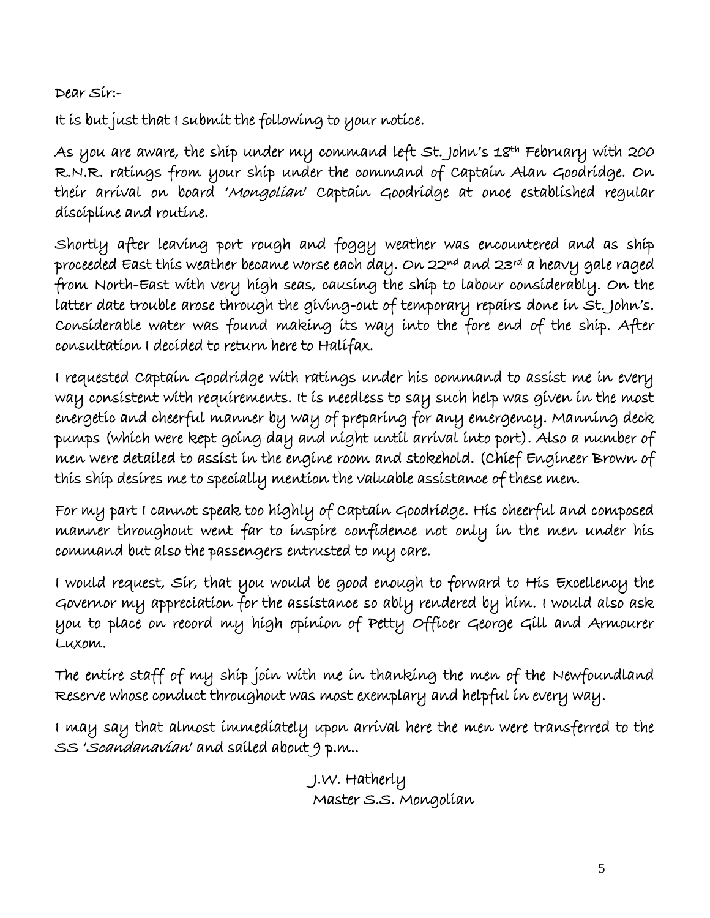Dear Sir:-

It is but just that I submit the following to your notice.

As you are aware, the ship under my command left St. John's 18th February with 200 R.N.R. ratings from your ship under the command of Captain Alan Goodridge. On their arrival on board '*Mongolian*' Captain Goodridge at once established regular discipline and routine.

Shortly after leaving port rough and foggy weather was encountered and as ship proceeded East this weather became worse each day. On 22nd and 23rd a heavy gale raged from North-East with very high seas, causing the ship to labour considerably. On the latter date trouble arose through the giving-out of temporary repairs done in St. John's. Considerable water was found making its way into the fore end of the ship. After consultation I decided to return here to Halifax.

I requested Captain Goodridge with ratings under his command to assist me in every way consistent with requirements. It is needless to say such help was given in the most energetic and cheerful manner by way of preparing for any emergency. Manning deck pumps (which were kept going day and night until arrival into port). Also a number of men were detailed to assist in the engine room and stokehold. (Chief Engineer Brown of this ship desires me to specially mention the valuable assistance of these men.

For my part I cannot speak too highly of Captain Goodridge. His cheerful and composed manner throughout went far to inspire confidence not only in the men under his command but also the passengers entrusted to my care.

I would request, Sir, that you would be good enough to forward to His Excellency the Governor my appreciation for the assistance so ably rendered by him. I would also ask you to place on record my high opinion of Petty Officer George Gill and Armourer Luxom.

The entire staff of my ship join with me in thanking the men of the Newfoundland Reserve whose conduct throughout was most exemplary and helpful in every way.

I may say that almost immediately upon arrival here the men were transferred to the SS '*Scandanavian*' and sailed about 9 p.m..

J.W. Hatherly
Master S.S. Mongolian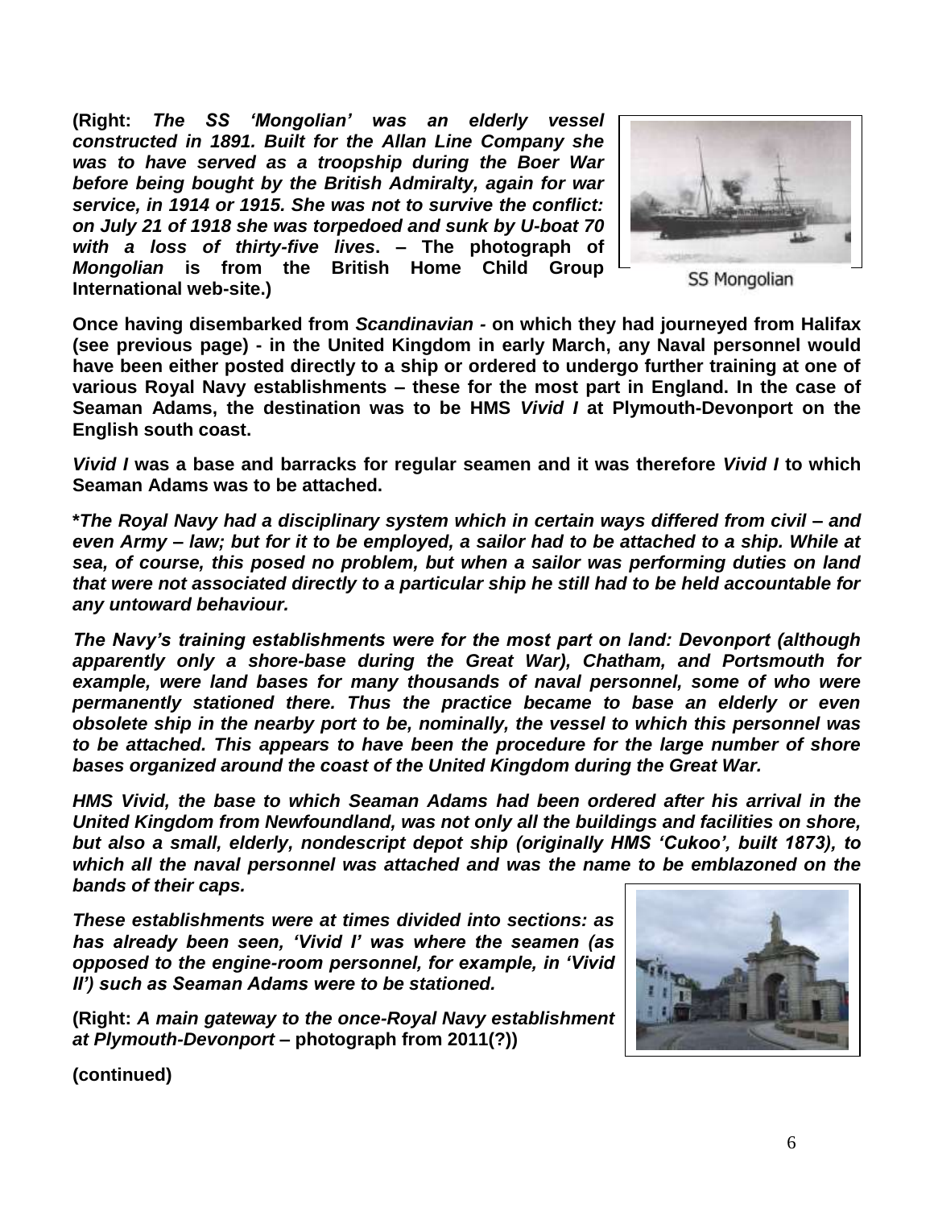**(Right:** ***The SS 'Mongolian' was an elderly vessel constructed in 1891. Built for the Allan Line Company she was to have served as a troopship during the Boer War before being bought by the British Admiralty, again for war service, in 1914 or 1915. She was not to survive the conflict: on July 21 of 1918 she was torpedoed and sunk by U-boat 70 with a loss of thirty-five lives*** **– The photograph of** ***Mongolian*** **is from the British Home Child Group International web-site.)**

SS Mongolian

**Once having disembarked from** ***Scandinavian*** **- on which they had journeyed from Halifax (see previous page) - in the United Kingdom in early March, any Naval personnel would have been either posted directly to a ship or ordered to undergo further training at one of various Royal Navy establishments – these for the most part in England. In the case of Seaman Adams, the destination was to be HMS** ***Vivid I*** **at Plymouth-Devonport on the English south coast.**

***Vivid I*** **was a base and barracks for regular seamen and it was therefore** ***Vivid I*** **to which Seaman Adams was to be attached.**

***\*The Royal Navy had a disciplinary system which in certain ways differed from civil – and even Army – law; but for it to be employed, a sailor had to be attached to a ship. While at sea, of course, this posed no problem, but when a sailor was performing duties on land that were not associated directly to a particular ship he still had to be held accountable for any untoward behaviour.***

***The Navy's training establishments were for the most part on land: Devonport (although apparently only a shore-base during the Great War), Chatham, and Portsmouth for example, were land bases for many thousands of naval personnel, some of who were permanently stationed there. Thus the practice became to base an elderly or even obsolete ship in the nearby port to be, nominally, the vessel to which this personnel was to be attached. This appears to have been the procedure for the large number of shore bases organized around the coast of the United Kingdom during the Great War.***

***HMS Vivid, the base to which Seaman Adams had been ordered after his arrival in the United Kingdom from Newfoundland, was not only all the buildings and facilities on shore, but also a small, elderly, nondescript depot ship (originally HMS 'Cukoo', built 1873), to which all the naval personnel was attached and was the name to be emblazoned on the bands of their caps.***

***These establishments were at times divided into sections: as has already been seen, 'Vivid I' was where the seamen (as opposed to the engine-room personnel, for example, in 'Vivid II') such as Seaman Adams were to be stationed.***

**(Right:** ***A main gateway to the once-Royal Navy establishment at Plymouth-Devonport*** **– photograph from 2011(?))**

**(continued)**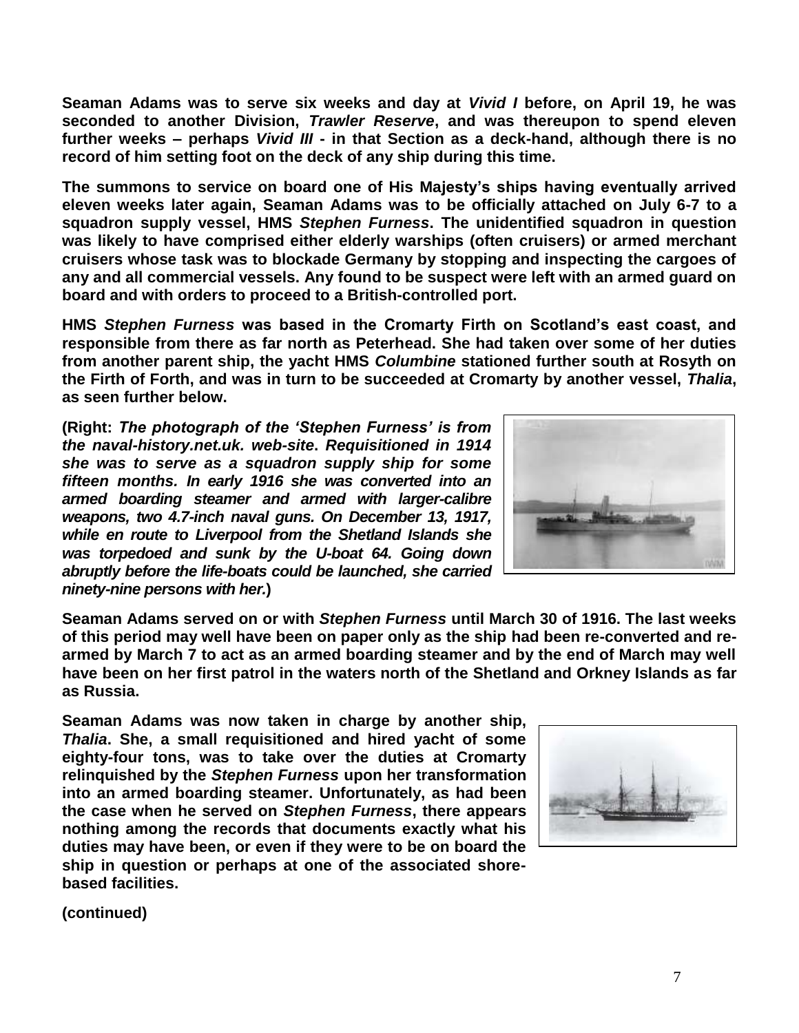**Seaman Adams was to serve six weeks and day at *Vivid I* before, on April 19, he was seconded to another Division, *Trawler Reserve*, and was thereupon to spend eleven further weeks – perhaps *Vivid III* - in that Section as a deck-hand, although there is no record of him setting foot on the deck of any ship during this time.**

**The summons to service on board one of His Majesty's ships having eventually arrived eleven weeks later again, Seaman Adams was to be officially attached on July 6-7 to a squadron supply vessel, HMS *Stephen Furness*. The unidentified squadron in question was likely to have comprised either elderly warships (often cruisers) or armed merchant cruisers whose task was to blockade Germany by stopping and inspecting the cargoes of any and all commercial vessels. Any found to be suspect were left with an armed guard on board and with orders to proceed to a British-controlled port.**

**HMS *Stephen Furness* was based in the Cromarty Firth on Scotland's east coast, and responsible from there as far north as Peterhead. She had taken over some of her duties from another parent ship, the yacht HMS *Columbine* stationed further south at Rosyth on the Firth of Forth, and was in turn to be succeeded at Cromarty by another vessel, *Thalia*, as seen further below.**

**(Right: *The photograph of the 'Stephen Furness' is from the naval-history.net.uk. web-site. Requisitioned in 1914 she was to serve as a squadron supply ship for some fifteen months. In early 1916 she was converted into an armed boarding steamer and armed with larger-calibre weapons, two 4.7-inch naval guns. On December 13, 1917, while en route to Liverpool from the Shetland Islands she was torpedoed and sunk by the U-boat 64. Going down abruptly before the life-boats could be launched, she carried ninety-nine persons with her.*)**

**Seaman Adams served on or with *Stephen Furness* until March 30 of 1916. The last weeks of this period may well have been on paper only as the ship had been re-converted and re-armed by March 7 to act as an armed boarding steamer and by the end of March may well have been on her first patrol in the waters north of the Shetland and Orkney Islands as far as Russia.**

**Seaman Adams was now taken in charge by another ship, *Thalia*. She, a small requisitioned and hired yacht of some eighty-four tons, was to take over the duties at Cromarty relinquished by the *Stephen Furness* upon her transformation into an armed boarding steamer. Unfortunately, as had been the case when he served on *Stephen Furness*, there appears nothing among the records that documents exactly what his duties may have been, or even if they were to be on board the ship in question or perhaps at one of the associated shore-based facilities.**

**(continued)**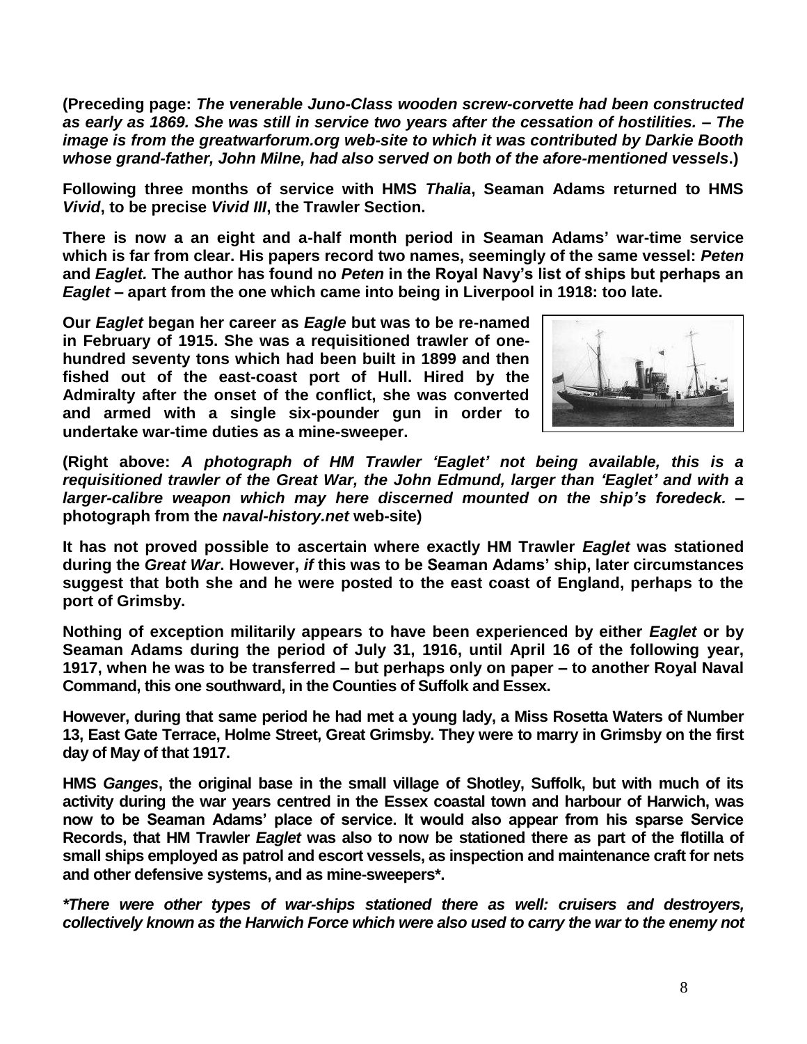**(Preceding page: *The venerable Juno-Class wooden screw-corvette had been constructed as early as 1869. She was still in service two years after the cessation of hostilities. – The image is from the greatwarforum.org web-site to which it was contributed by Darkie Booth whose grand-father, John Milne, had also served on both of the afore-mentioned vessels*.)**

**Following three months of service with HMS *Thalia*, Seaman Adams returned to HMS *Vivid*, to be precise *Vivid III*, the Trawler Section.**

**There is now a an eight and a-half month period in Seaman Adams' war-time service which is far from clear. His papers record two names, seemingly of the same vessel: *Peten* and *Eaglet.* The author has found no *Peten* in the Royal Navy's list of ships but perhaps an *Eaglet* – apart from the one which came into being in Liverpool in 1918: too late.**

**Our *Eaglet* began her career as *Eagle* but was to be re-named in February of 1915. She was a requisitioned trawler of one-hundred seventy tons which had been built in 1899 and then fished out of the east-coast port of Hull. Hired by the Admiralty after the onset of the conflict, she was converted and armed with a single six-pounder gun in order to undertake war-time duties as a mine-sweeper.**

**(Right above: *A photograph of HM Trawler 'Eaglet' not being available, this is a requisitioned trawler of the Great War, the John Edmund, larger than 'Eaglet' and with a larger-calibre weapon which may here discerned mounted on the ship's foredeck.* – photograph from the *naval-history.net* web-site)**

**It has not proved possible to ascertain where exactly HM Trawler *Eaglet* was stationed during the *Great War*. However, *if* this was to be Seaman Adams' ship, later circumstances suggest that both she and he were posted to the east coast of England, perhaps to the port of Grimsby.**

**Nothing of exception militarily appears to have been experienced by either *Eaglet* or by Seaman Adams during the period of July 31, 1916, until April 16 of the following year, 1917, when he was to be transferred – but perhaps only on paper – to another Royal Naval Command, this one southward, in the Counties of Suffolk and Essex.**

**However, during that same period he had met a young lady, a Miss Rosetta Waters of Number 13, East Gate Terrace, Holme Street, Great Grimsby. They were to marry in Grimsby on the first day of May of that 1917.**

**HMS *Ganges*, the original base in the small village of Shotley, Suffolk, but with much of its activity during the war years centred in the Essex coastal town and harbour of Harwich, was now to be Seaman Adams' place of service. It would also appear from his sparse Service Records, that HM Trawler *Eaglet* was also to now be stationed there as part of the flotilla of small ships employed as patrol and escort vessels, as inspection and maintenance craft for nets and other defensive systems, and as mine-sweepers\*.**

***\*There were other types of war-ships stationed there as well: cruisers and destroyers, collectively known as the Harwich Force which were also used to carry the war to the enemy not***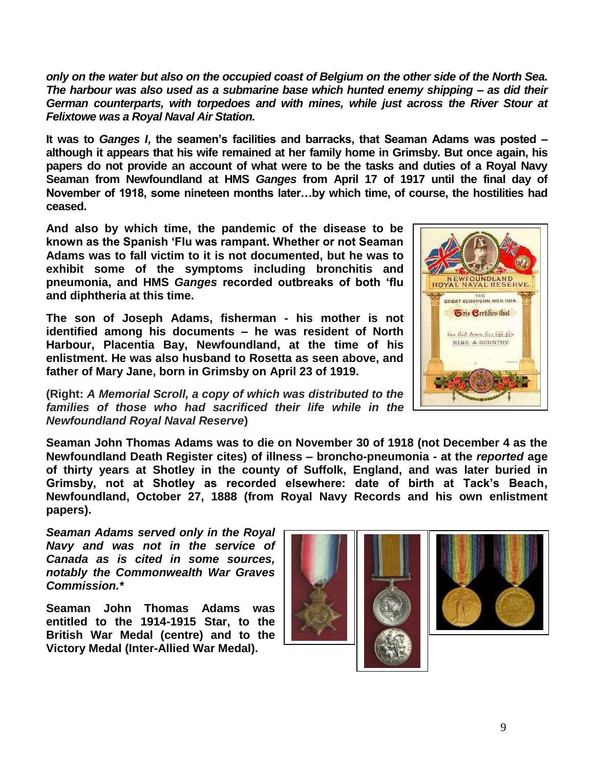***only on the water but also on the occupied coast of Belgium on the other side of the North Sea. The harbour was also used as a submarine base which hunted enemy shipping – as did their German counterparts, with torpedoes and with mines, while just across the River Stour at Felixtowe was a Royal Naval Air Station.***

**It was to *Ganges I*, the seamen's facilities and barracks, that Seaman Adams was posted – although it appears that his wife remained at her family home in Grimsby. But once again, his papers do not provide an account of what were to be the tasks and duties of a Royal Navy Seaman from Newfoundland at HMS *Ganges* from April 17 of 1917 until the final day of November of 1918, some nineteen months later…by which time, of course, the hostilities had ceased.**

**And also by which time, the pandemic of the disease to be known as the Spanish 'Flu was rampant. Whether or not Seaman Adams was to fall victim to it is not documented, but he was to exhibit some of the symptoms including bronchitis and pneumonia, and HMS *Ganges* recorded outbreaks of both 'flu and diphtheria at this time.**

**The son of Joseph Adams, fisherman - his mother is not identified among his documents – he was resident of North Harbour, Placentia Bay, Newfoundland, at the time of his enlistment. He was also husband to Rosetta as seen above, and father of Mary Jane, born in Grimsby on April 23 of 1919.**

**(Right: *A Memorial Scroll, a copy of which was distributed to the families of those who had sacrificed their life while in the Newfoundland Royal Naval Reserve*)**

**Seaman John Thomas Adams was to die on November 30 of 1918 (not December 4 as the Newfoundland Death Register cites) of illness – broncho-pneumonia - at the *reported* age of thirty years at Shotley in the county of Suffolk, England, and was later buried in Grimsby, not at Shotley as recorded elsewhere: date of birth at Tack's Beach, Newfoundland, October 27, 1888 (from Royal Navy Records and his own enlistment papers).**

***Seaman Adams served only in the Royal Navy and was not in the service of Canada as is cited in some sources, notably the Commonwealth War Graves Commission.****

**Seaman John Thomas Adams was entitled to the 1914-1915 Star, to the British War Medal (centre) and to the Victory Medal (Inter-Allied War Medal).**